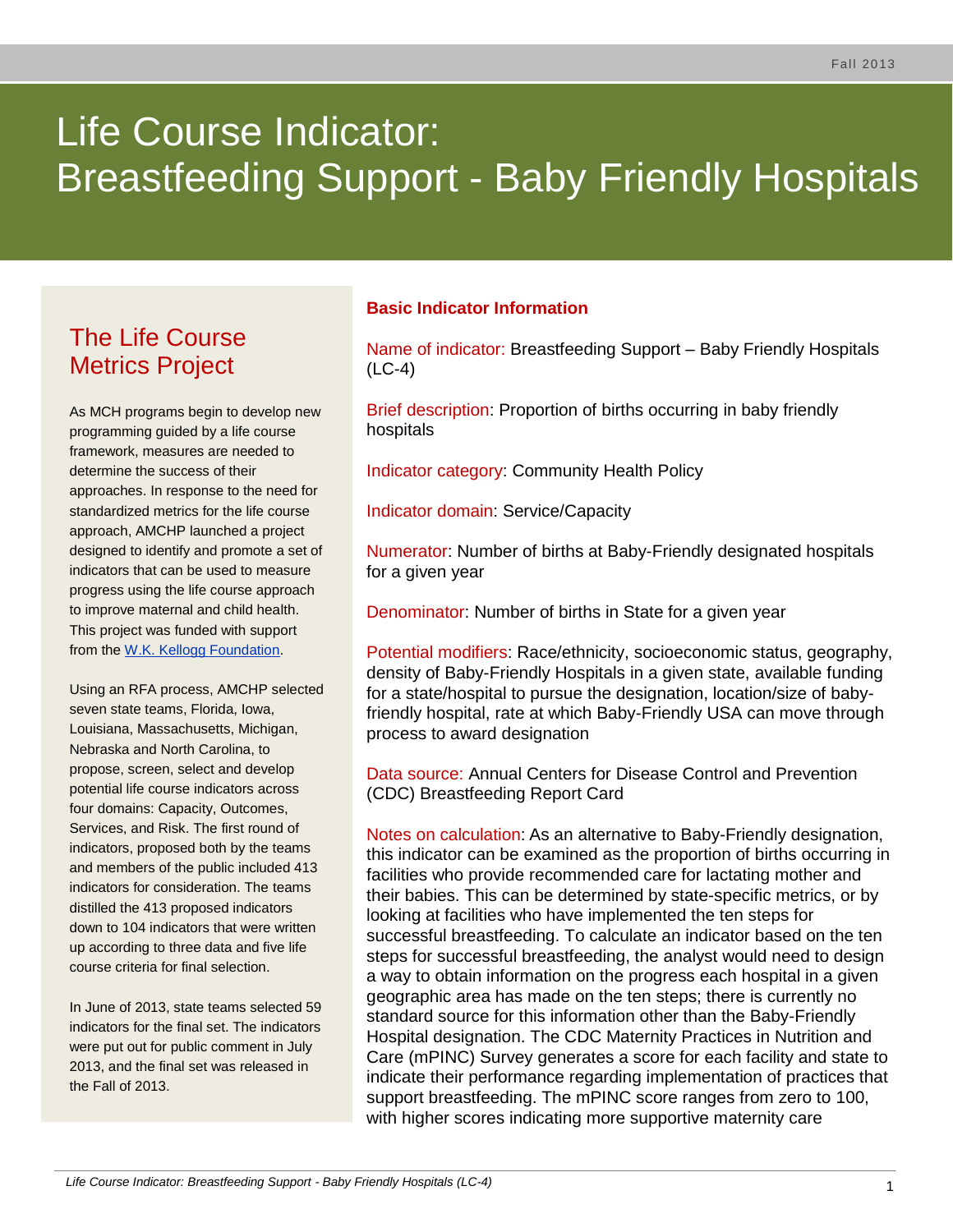# Life Course Indicator: Breastfeeding Support - Baby Friendly Hospitals

## The Life Course Metrics Project

As MCH programs begin to develop new programming guided by a life course framework, measures are needed to determine the success of their approaches. In response to the need for standardized metrics for the life course approach, AMCHP launched a project designed to identify and promote a set of indicators that can be used to measure progress using the life course approach to improve maternal and child health. This project was funded with support from the W.K. Kellogg Foundation.

Using an RFA process, AMCHP selected seven state teams, Florida, Iowa, Louisiana, Massachusetts, Michigan, Nebraska and North Carolina, to propose, screen, select and develop potential life course indicators across four domains: Capacity, Outcomes, Services, and Risk. The first round of indicators, proposed both by the teams and members of the public included 413 indicators for consideration. The teams distilled the 413 proposed indicators down to 104 indicators that were written up according to three data and five life course criteria for final selection.

In June of 2013, state teams selected 59 indicators for the final set. The indicators were put out for public comment in July 2013, and the final set was released in the Fall of 2013.

### Basic Indicator Information

Name of indicator: Breastfeeding Support – Baby Friendly Hospitals (LC-4)

Brief description: Proportion of births occurring in baby friendly hospitals

Indicator category: Community Health Policy

Indicator domain: Service/Capacity

Numerator: Number of births at Baby-Friendly designated hospitals for a given year

Denominator: Number of births in State for a given year

Potential modifiers: Race/ethnicity, socioeconomic status, geography, density of Baby-Friendly Hospitals in a given state, available funding for a state/hospital to pursue the designation, location/size of baby-friendly hospital, rate at which Baby-Friendly USA can move through process to award designation

Data source: Annual Centers for Disease Control and Prevention (CDC) Breastfeeding Report Card

Notes on calculation: As an alternative to Baby-Friendly designation, this indicator can be examined as the proportion of births occurring in facilities who provide recommended care for lactating mother and their babies. This can be determined by state-specific metrics, or by looking at facilities who have implemented the ten steps for successful breastfeeding. To calculate an indicator based on the ten steps for successful breastfeeding, the analyst would need to design a way to obtain information on the progress each hospital in a given geographic area has made on the ten steps; there is currently no standard source for this information other than the Baby-Friendly Hospital designation. The CDC Maternity Practices in Nutrition and Care (mPINC) Survey generates a score for each facility and state to indicate their performance regarding implementation of practices that support breastfeeding. The mPINC score ranges from zero to 100, with higher scores indicating more supportive maternity care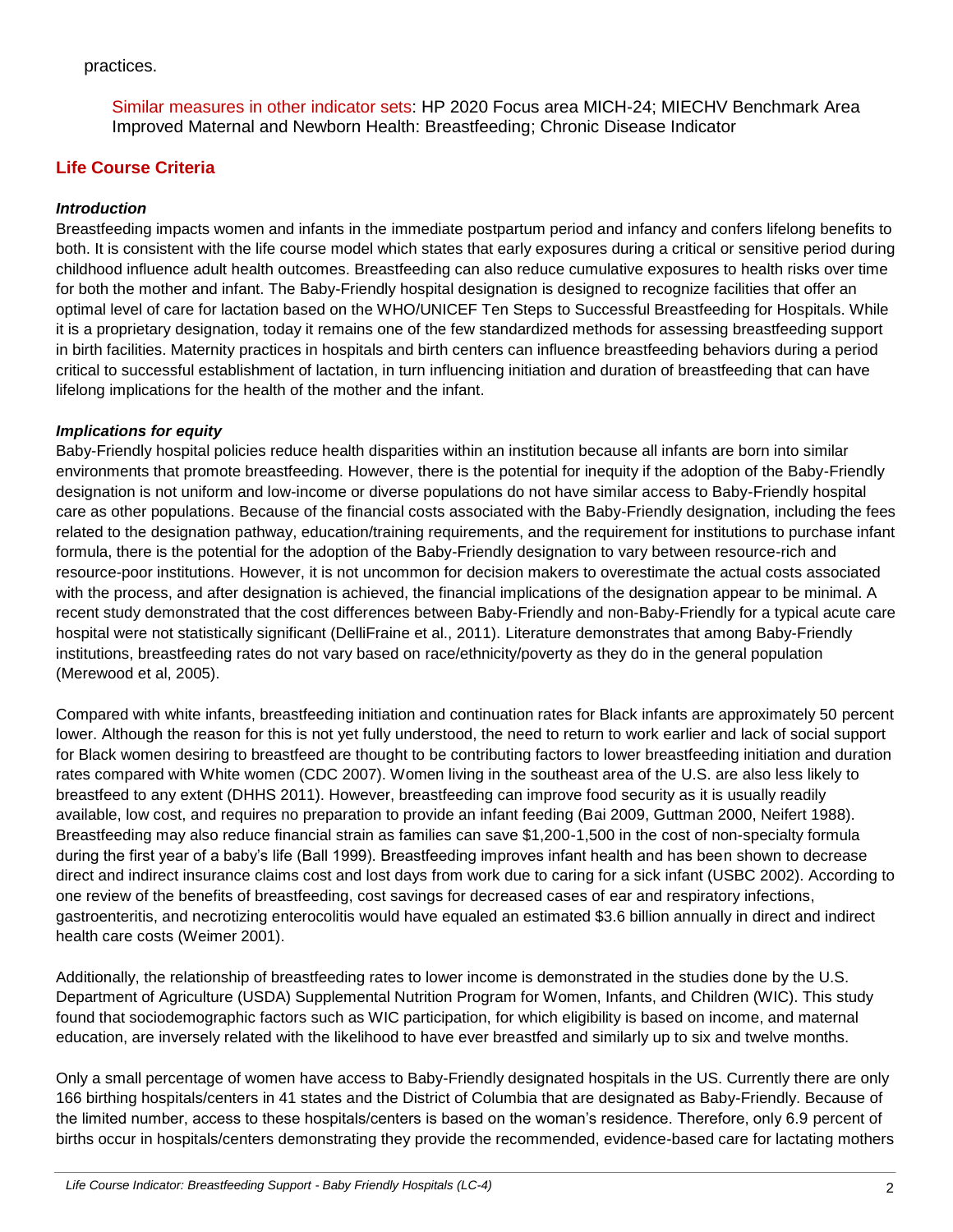practices.

Similar measures in other indicator sets: HP 2020 Focus area MICH-24; MIECHV Benchmark Area Improved Maternal and Newborn Health: Breastfeeding; Chronic Disease Indicator

## Life Course Criteria

***Introduction***

Breastfeeding impacts women and infants in the immediate postpartum period and infancy and confers lifelong benefits to both. It is consistent with the life course model which states that early exposures during a critical or sensitive period during childhood influence adult health outcomes. Breastfeeding can also reduce cumulative exposures to health risks over time for both the mother and infant. The Baby-Friendly hospital designation is designed to recognize facilities that offer an optimal level of care for lactation based on the WHO/UNICEF Ten Steps to Successful Breastfeeding for Hospitals. While it is a proprietary designation, today it remains one of the few standardized methods for assessing breastfeeding support in birth facilities. Maternity practices in hospitals and birth centers can influence breastfeeding behaviors during a period critical to successful establishment of lactation, in turn influencing initiation and duration of breastfeeding that can have lifelong implications for the health of the mother and the infant.

***Implications for equity***

Baby-Friendly hospital policies reduce health disparities within an institution because all infants are born into similar environments that promote breastfeeding. However, there is the potential for inequity if the adoption of the Baby-Friendly designation is not uniform and low-income or diverse populations do not have similar access to Baby-Friendly hospital care as other populations. Because of the financial costs associated with the Baby-Friendly designation, including the fees related to the designation pathway, education/training requirements, and the requirement for institutions to purchase infant formula, there is the potential for the adoption of the Baby-Friendly designation to vary between resource-rich and resource-poor institutions. However, it is not uncommon for decision makers to overestimate the actual costs associated with the process, and after designation is achieved, the financial implications of the designation appear to be minimal. A recent study demonstrated that the cost differences between Baby-Friendly and non-Baby-Friendly for a typical acute care hospital were not statistically significant (DelliFraine et al., 2011). Literature demonstrates that among Baby-Friendly institutions, breastfeeding rates do not vary based on race/ethnicity/poverty as they do in the general population (Merewood et al, 2005).

Compared with white infants, breastfeeding initiation and continuation rates for Black infants are approximately 50 percent lower. Although the reason for this is not yet fully understood, the need to return to work earlier and lack of social support for Black women desiring to breastfeed are thought to be contributing factors to lower breastfeeding initiation and duration rates compared with White women (CDC 2007). Women living in the southeast area of the U.S. are also less likely to breastfeed to any extent (DHHS 2011). However, breastfeeding can improve food security as it is usually readily available, low cost, and requires no preparation to provide an infant feeding (Bai 2009, Guttman 2000, Neifert 1988). Breastfeeding may also reduce financial strain as families can save $1,200-1,500 in the cost of non-specialty formula during the first year of a baby's life (Ball 1999). Breastfeeding improves infant health and has been shown to decrease direct and indirect insurance claims cost and lost days from work due to caring for a sick infant (USBC 2002). According to one review of the benefits of breastfeeding, cost savings for decreased cases of ear and respiratory infections, gastroenteritis, and necrotizing enterocolitis would have equaled an estimated $3.6 billion annually in direct and indirect health care costs (Weimer 2001).

Additionally, the relationship of breastfeeding rates to lower income is demonstrated in the studies done by the U.S. Department of Agriculture (USDA) Supplemental Nutrition Program for Women, Infants, and Children (WIC). This study found that sociodemographic factors such as WIC participation, for which eligibility is based on income, and maternal education, are inversely related with the likelihood to have ever breastfed and similarly up to six and twelve months.

Only a small percentage of women have access to Baby-Friendly designated hospitals in the US. Currently there are only 166 birthing hospitals/centers in 41 states and the District of Columbia that are designated as Baby-Friendly. Because of the limited number, access to these hospitals/centers is based on the woman's residence. Therefore, only 6.9 percent of births occur in hospitals/centers demonstrating they provide the recommended, evidence-based care for lactating mothers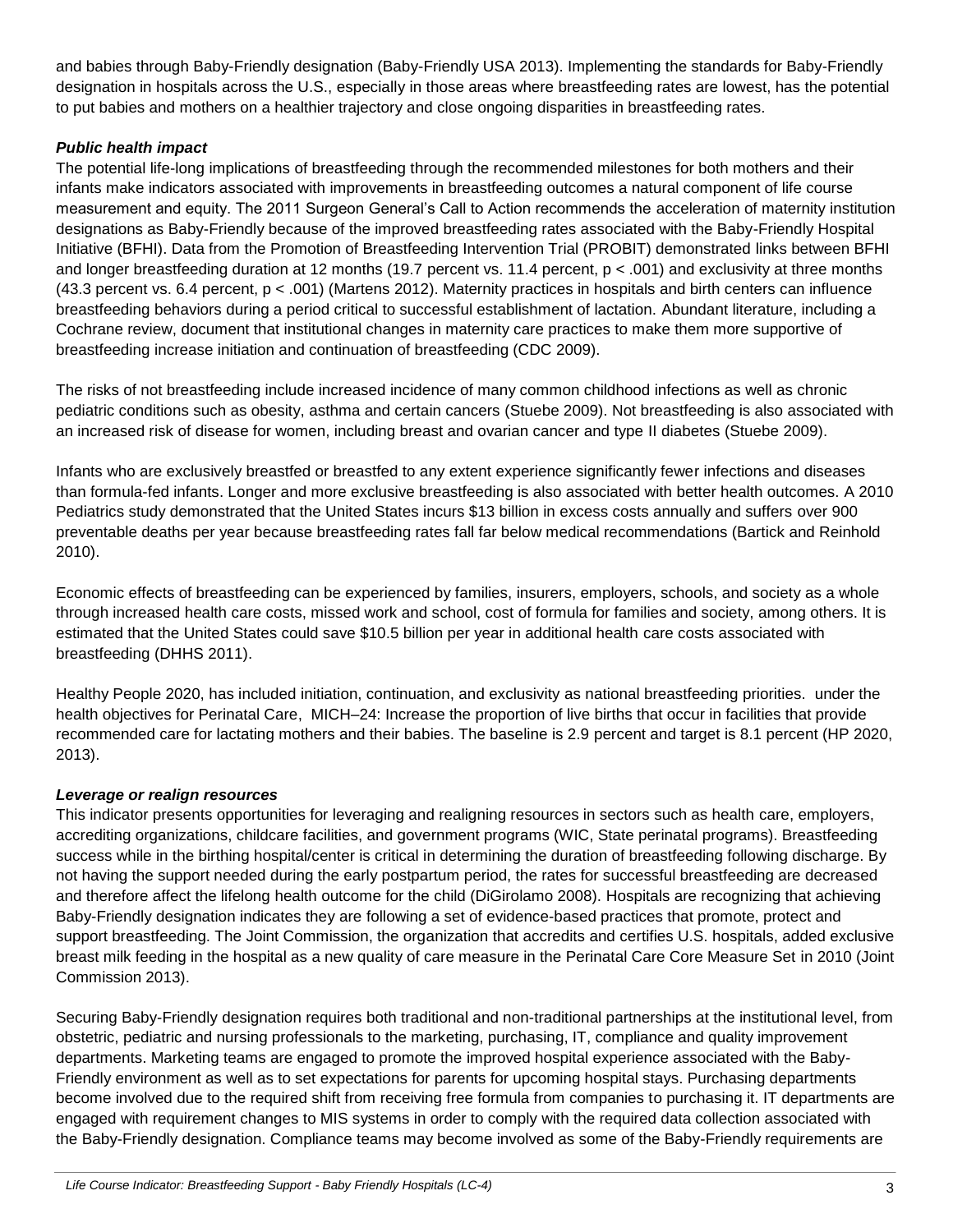and babies through Baby-Friendly designation (Baby-Friendly USA 2013). Implementing the standards for Baby-Friendly designation in hospitals across the U.S., especially in those areas where breastfeeding rates are lowest, has the potential to put babies and mothers on a healthier trajectory and close ongoing disparities in breastfeeding rates.

***Public health impact***

The potential life-long implications of breastfeeding through the recommended milestones for both mothers and their infants make indicators associated with improvements in breastfeeding outcomes a natural component of life course measurement and equity. The 2011 Surgeon General's Call to Action recommends the acceleration of maternity institution designations as Baby-Friendly because of the improved breastfeeding rates associated with the Baby-Friendly Hospital Initiative (BFHI). Data from the Promotion of Breastfeeding Intervention Trial (PROBIT) demonstrated links between BFHI and longer breastfeeding duration at 12 months (19.7 percent vs. 11.4 percent, $p < .001$) and exclusivity at three months (43.3 percent vs. 6.4 percent, $p < .001$) (Martens 2012). Maternity practices in hospitals and birth centers can influence breastfeeding behaviors during a period critical to successful establishment of lactation. Abundant literature, including a Cochrane review, document that institutional changes in maternity care practices to make them more supportive of breastfeeding increase initiation and continuation of breastfeeding (CDC 2009).

The risks of not breastfeeding include increased incidence of many common childhood infections as well as chronic pediatric conditions such as obesity, asthma and certain cancers (Stuebe 2009). Not breastfeeding is also associated with an increased risk of disease for women, including breast and ovarian cancer and type II diabetes (Stuebe 2009).

Infants who are exclusively breastfed or breastfed to any extent experience significantly fewer infections and diseases than formula-fed infants. Longer and more exclusive breastfeeding is also associated with better health outcomes. A 2010 Pediatrics study demonstrated that the United States incurs $13 billion in excess costs annually and suffers over 900 preventable deaths per year because breastfeeding rates fall far below medical recommendations (Bartick and Reinhold 2010).

Economic effects of breastfeeding can be experienced by families, insurers, employers, schools, and society as a whole through increased health care costs, missed work and school, cost of formula for families and society, among others. It is estimated that the United States could save $10.5 billion per year in additional health care costs associated with breastfeeding (DHHS 2011).

Healthy People 2020, has included initiation, continuation, and exclusivity as national breastfeeding priorities. under the health objectives for Perinatal Care, MICH–24: Increase the proportion of live births that occur in facilities that provide recommended care for lactating mothers and their babies. The baseline is 2.9 percent and target is 8.1 percent (HP 2020, 2013).

***Leverage or realign resources***

This indicator presents opportunities for leveraging and realigning resources in sectors such as health care, employers, accrediting organizations, childcare facilities, and government programs (WIC, State perinatal programs). Breastfeeding success while in the birthing hospital/center is critical in determining the duration of breastfeeding following discharge. By not having the support needed during the early postpartum period, the rates for successful breastfeeding are decreased and therefore affect the lifelong health outcome for the child (DiGirolamo 2008). Hospitals are recognizing that achieving Baby-Friendly designation indicates they are following a set of evidence-based practices that promote, protect and support breastfeeding. The Joint Commission, the organization that accredits and certifies U.S. hospitals, added exclusive breast milk feeding in the hospital as a new quality of care measure in the Perinatal Care Core Measure Set in 2010 (Joint Commission 2013).

Securing Baby-Friendly designation requires both traditional and non-traditional partnerships at the institutional level, from obstetric, pediatric and nursing professionals to the marketing, purchasing, IT, compliance and quality improvement departments. Marketing teams are engaged to promote the improved hospital experience associated with the Baby-Friendly environment as well as to set expectations for parents for upcoming hospital stays. Purchasing departments become involved due to the required shift from receiving free formula from companies to purchasing it. IT departments are engaged with requirement changes to MIS systems in order to comply with the required data collection associated with the Baby-Friendly designation. Compliance teams may become involved as some of the Baby-Friendly requirements are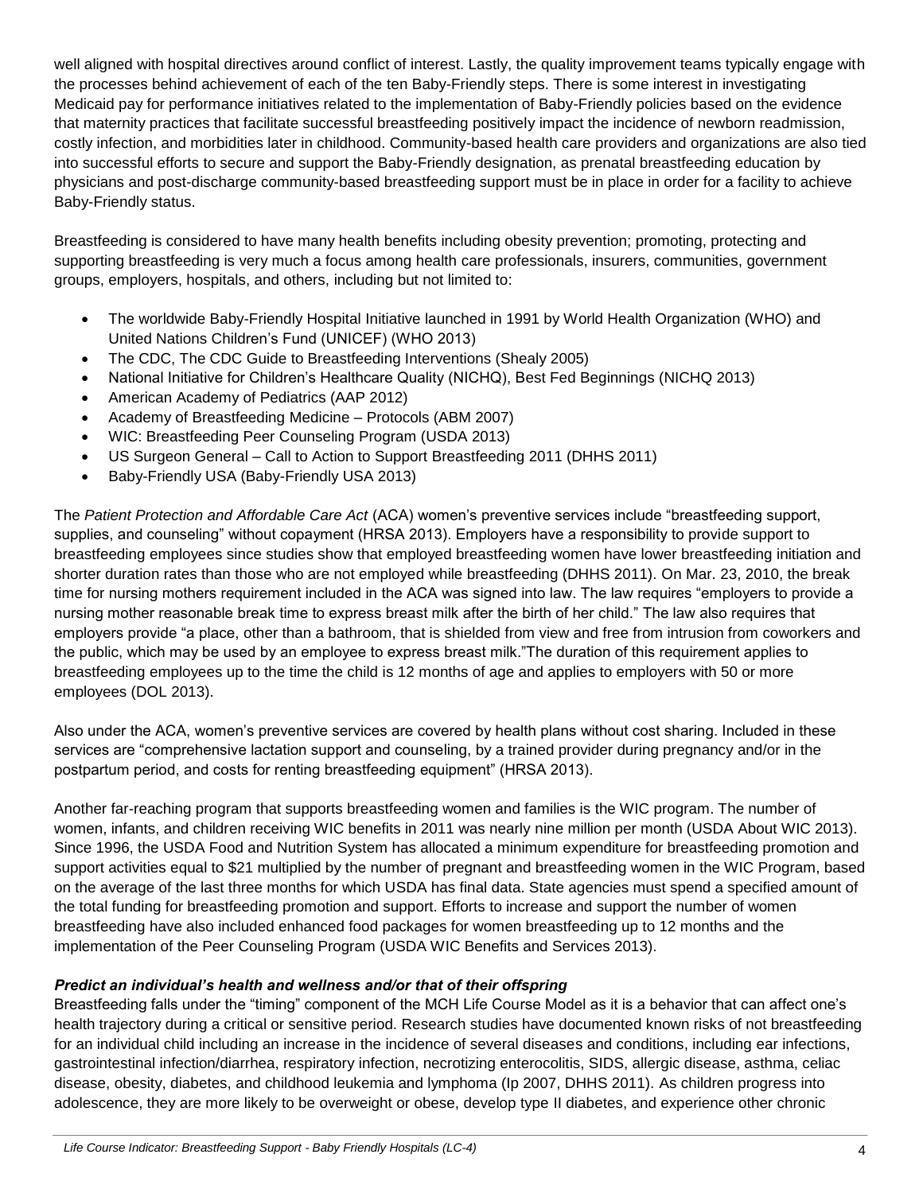well aligned with hospital directives around conflict of interest. Lastly, the quality improvement teams typically engage with the processes behind achievement of each of the ten Baby-Friendly steps. There is some interest in investigating Medicaid pay for performance initiatives related to the implementation of Baby-Friendly policies based on the evidence that maternity practices that facilitate successful breastfeeding positively impact the incidence of newborn readmission, costly infection, and morbidities later in childhood. Community-based health care providers and organizations are also tied into successful efforts to secure and support the Baby-Friendly designation, as prenatal breastfeeding education by physicians and post-discharge community-based breastfeeding support must be in place in order for a facility to achieve Baby-Friendly status.

Breastfeeding is considered to have many health benefits including obesity prevention; promoting, protecting and supporting breastfeeding is very much a focus among health care professionals, insurers, communities, government groups, employers, hospitals, and others, including but not limited to:

- The worldwide Baby-Friendly Hospital Initiative launched in 1991 by World Health Organization (WHO) and United Nations Children's Fund (UNICEF) (WHO 2013)
- The CDC, The CDC Guide to Breastfeeding Interventions (Shealy 2005)
- National Initiative for Children's Healthcare Quality (NICHQ), Best Fed Beginnings (NICHQ 2013)
- American Academy of Pediatrics (AAP 2012)
- Academy of Breastfeeding Medicine – Protocols (ABM 2007)
- WIC: Breastfeeding Peer Counseling Program (USDA 2013)
- US Surgeon General – Call to Action to Support Breastfeeding 2011 (DHHS 2011)
- Baby-Friendly USA (Baby-Friendly USA 2013)

The *Patient Protection and Affordable Care Act* (ACA) women's preventive services include "breastfeeding support, supplies, and counseling" without copayment (HRSA 2013). Employers have a responsibility to provide support to breastfeeding employees since studies show that employed breastfeeding women have lower breastfeeding initiation and shorter duration rates than those who are not employed while breastfeeding (DHHS 2011). On Mar. 23, 2010, the break time for nursing mothers requirement included in the ACA was signed into law. The law requires "employers to provide a nursing mother reasonable break time to express breast milk after the birth of her child." The law also requires that employers provide "a place, other than a bathroom, that is shielded from view and free from intrusion from coworkers and the public, which may be used by an employee to express breast milk."The duration of this requirement applies to breastfeeding employees up to the time the child is 12 months of age and applies to employers with 50 or more employees (DOL 2013).

Also under the ACA, women's preventive services are covered by health plans without cost sharing. Included in these services are "comprehensive lactation support and counseling, by a trained provider during pregnancy and/or in the postpartum period, and costs for renting breastfeeding equipment" (HRSA 2013).

Another far-reaching program that supports breastfeeding women and families is the WIC program. The number of women, infants, and children receiving WIC benefits in 2011 was nearly nine million per month (USDA About WIC 2013). Since 1996, the USDA Food and Nutrition System has allocated a minimum expenditure for breastfeeding promotion and support activities equal to $21 multiplied by the number of pregnant and breastfeeding women in the WIC Program, based on the average of the last three months for which USDA has final data. State agencies must spend a specified amount of the total funding for breastfeeding promotion and support. Efforts to increase and support the number of women breastfeeding have also included enhanced food packages for women breastfeeding up to 12 months and the implementation of the Peer Counseling Program (USDA WIC Benefits and Services 2013).

***Predict an individual's health and wellness and/or that of their offspring***

Breastfeeding falls under the "timing" component of the MCH Life Course Model as it is a behavior that can affect one's health trajectory during a critical or sensitive period. Research studies have documented known risks of not breastfeeding for an individual child including an increase in the incidence of several diseases and conditions, including ear infections, gastrointestinal infection/diarrhea, respiratory infection, necrotizing enterocolitis, SIDS, allergic disease, asthma, celiac disease, obesity, diabetes, and childhood leukemia and lymphoma (Ip 2007, DHHS 2011). As children progress into adolescence, they are more likely to be overweight or obese, develop type II diabetes, and experience other chronic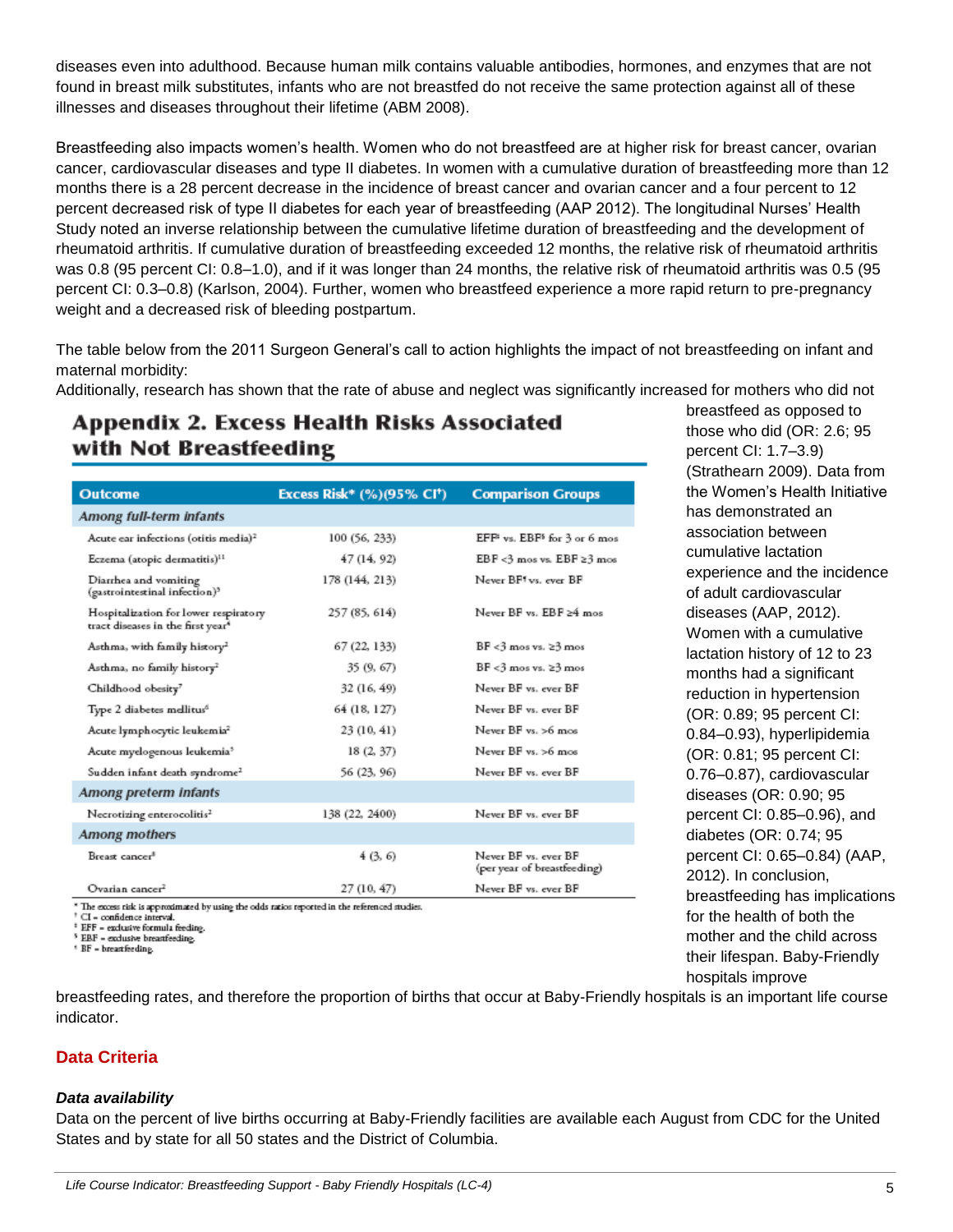diseases even into adulthood. Because human milk contains valuable antibodies, hormones, and enzymes that are not found in breast milk substitutes, infants who are not breastfed do not receive the same protection against all of these illnesses and diseases throughout their lifetime (ABM 2008).

Breastfeeding also impacts women's health. Women who do not breastfeed are at higher risk for breast cancer, ovarian cancer, cardiovascular diseases and type II diabetes. In women with a cumulative duration of breastfeeding more than 12 months there is a 28 percent decrease in the incidence of breast cancer and ovarian cancer and a four percent to 12 percent decreased risk of type II diabetes for each year of breastfeeding (AAP 2012). The longitudinal Nurses' Health Study noted an inverse relationship between the cumulative lifetime duration of breastfeeding and the development of rheumatoid arthritis. If cumulative duration of breastfeeding exceeded 12 months, the relative risk of rheumatoid arthritis was 0.8 (95 percent CI: 0.8–1.0), and if it was longer than 24 months, the relative risk of rheumatoid arthritis was 0.5 (95 percent CI: 0.3–0.8) (Karlson, 2004). Further, women who breastfeed experience a more rapid return to pre-pregnancy weight and a decreased risk of bleeding postpartum.

The table below from the 2011 Surgeon General's call to action highlights the impact of not breastfeeding on infant and maternal morbidity:

## Appendix 2. Excess Health Risks Associated with Not Breastfeeding

| Outcome | Excess Risk* (%)(95% CI†) | Comparison Groups |
|---|---|---|
| *Among full-term infants* | | |
| Acute ear infections (otitis media)[2] | 100 (56, 233) | EFF‡ vs. EBF§ for 3 or 6 mos |
| Eczema (atopic dermatitis)[11] | 47 (14, 92) | EBF <3 mos vs. EBF ≥3 mos |
| Diarrhea and vomiting (gastrointestinal infection)[3] | 178 (144, 213) | Never BF¶ vs. ever BF |
| Hospitalization for lower respiratory tract diseases in the first year[4] | 257 (85, 614) | Never BF vs. EBF ≥4 mos |
| Asthma, with family history[2] | 67 (22, 133) | BF <3 mos vs. ≥3 mos |
| Asthma, no family history[2] | 35 (9, 67) | BF <3 mos vs. ≥3 mos |
| Childhood obesity[7] | 32 (16, 49) | Never BF vs. ever BF |
| Type 2 diabetes mellitus[6] | 64 (18, 127) | Never BF vs. ever BF |
| Acute lymphocytic leukemia[2] | 23 (10, 41) | Never BF vs. >6 mos |
| Acute myelogenous leukemia[5] | 18 (2, 37) | Never BF vs. >6 mos |
| Sudden infant death syndrome[2] | 56 (23, 96) | Never BF vs. ever BF |
| *Among preterm infants* | | |
| Necrotizing enterocolitis[2] | 138 (22, 2400) | Never BF vs. ever BF |
| *Among mothers* | | |
| Breast cancer[8] | 4 (3, 6) | Never BF vs. ever BF (per year of breastfeeding) |
| Ovarian cancer[2] | 27 (10, 47) | Never BF vs. ever BF |

\* The excess risk is approximated by using the odds ratios reported in the referenced studies.
† CI = confidence interval.
‡ EFF = exclusive formula feeding.
§ EBF = exclusive breastfeeding.
¶ BF = breastfeeding.

Additionally, research has shown that the rate of abuse and neglect was significantly increased for mothers who did not breastfeed as opposed to those who did (OR: 2.6; 95 percent CI: 1.7–3.9) (Strathearn 2009). Data from the Women's Health Initiative has demonstrated an association between cumulative lactation experience and the incidence of adult cardiovascular diseases (AAP, 2012). Women with a cumulative lactation history of 12 to 23 months had a significant reduction in hypertension (OR: 0.89; 95 percent CI: 0.84–0.93), hyperlipidemia (OR: 0.81; 95 percent CI: 0.76–0.87), cardiovascular diseases (OR: 0.90; 95 percent CI: 0.85–0.96), and diabetes (OR: 0.74; 95 percent CI: 0.65–0.84) (AAP, 2012). In conclusion, breastfeeding has implications for the health of both the mother and the child across their lifespan. Baby-Friendly hospitals improve breastfeeding rates, and therefore the proportion of births that occur at Baby-Friendly hospitals is an important life course indicator.

## Data Criteria

### *Data availability*

Data on the percent of live births occurring at Baby-Friendly facilities are available each August from CDC for the United States and by state for all 50 states and the District of Columbia.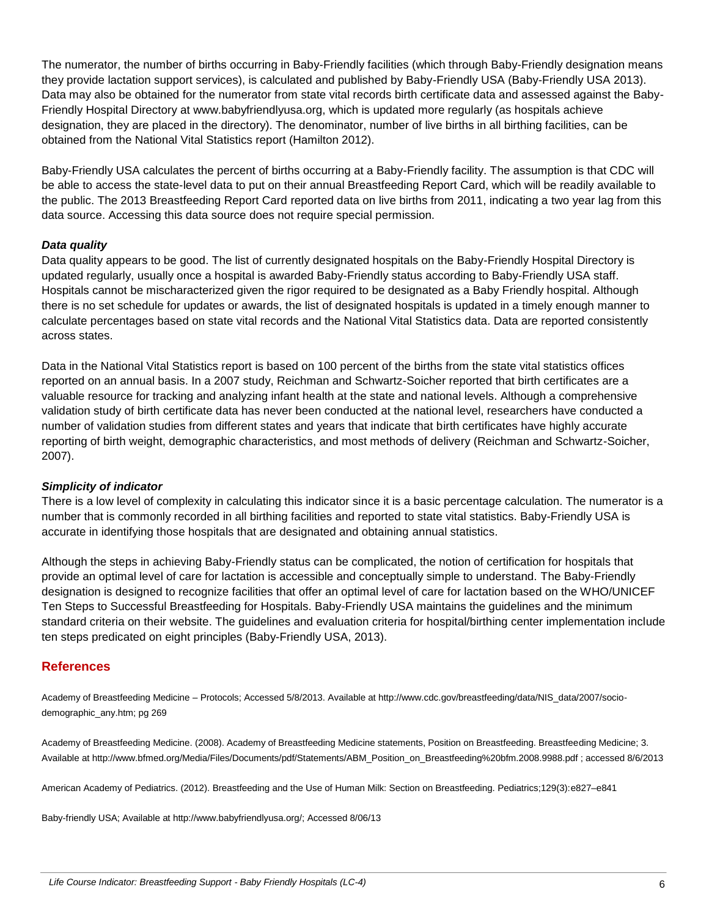The numerator, the number of births occurring in Baby-Friendly facilities (which through Baby-Friendly designation means they provide lactation support services), is calculated and published by Baby-Friendly USA (Baby-Friendly USA 2013). Data may also be obtained for the numerator from state vital records birth certificate data and assessed against the Baby-Friendly Hospital Directory at www.babyfriendlyusa.org, which is updated more regularly (as hospitals achieve designation, they are placed in the directory). The denominator, number of live births in all birthing facilities, can be obtained from the National Vital Statistics report (Hamilton 2012).

Baby-Friendly USA calculates the percent of births occurring at a Baby-Friendly facility. The assumption is that CDC will be able to access the state-level data to put on their annual Breastfeeding Report Card, which will be readily available to the public. The 2013 Breastfeeding Report Card reported data on live births from 2011, indicating a two year lag from this data source. Accessing this data source does not require special permission.

### *Data quality*

Data quality appears to be good. The list of currently designated hospitals on the Baby-Friendly Hospital Directory is updated regularly, usually once a hospital is awarded Baby-Friendly status according to Baby-Friendly USA staff. Hospitals cannot be mischaracterized given the rigor required to be designated as a Baby Friendly hospital. Although there is no set schedule for updates or awards, the list of designated hospitals is updated in a timely enough manner to calculate percentages based on state vital records and the National Vital Statistics data. Data are reported consistently across states.

Data in the National Vital Statistics report is based on 100 percent of the births from the state vital statistics offices reported on an annual basis. In a 2007 study, Reichman and Schwartz-Soicher reported that birth certificates are a valuable resource for tracking and analyzing infant health at the state and national levels. Although a comprehensive validation study of birth certificate data has never been conducted at the national level, researchers have conducted a number of validation studies from different states and years that indicate that birth certificates have highly accurate reporting of birth weight, demographic characteristics, and most methods of delivery (Reichman and Schwartz-Soicher, 2007).

### *Simplicity of indicator*

There is a low level of complexity in calculating this indicator since it is a basic percentage calculation. The numerator is a number that is commonly recorded in all birthing facilities and reported to state vital statistics. Baby-Friendly USA is accurate in identifying those hospitals that are designated and obtaining annual statistics.

Although the steps in achieving Baby-Friendly status can be complicated, the notion of certification for hospitals that provide an optimal level of care for lactation is accessible and conceptually simple to understand. The Baby-Friendly designation is designed to recognize facilities that offer an optimal level of care for lactation based on the WHO/UNICEF Ten Steps to Successful Breastfeeding for Hospitals. Baby-Friendly USA maintains the guidelines and the minimum standard criteria on their website. The guidelines and evaluation criteria for hospital/birthing center implementation include ten steps predicated on eight principles (Baby-Friendly USA, 2013).

## References

Academy of Breastfeeding Medicine – Protocols; Accessed 5/8/2013. Available at http://www.cdc.gov/breastfeeding/data/NIS_data/2007/socio-demographic_any.htm; pg 269

Academy of Breastfeeding Medicine. (2008). Academy of Breastfeeding Medicine statements, Position on Breastfeeding. Breastfeeding Medicine; 3. Available at http://www.bfmed.org/Media/Files/Documents/pdf/Statements/ABM_Position_on_Breastfeeding%20bfm.2008.9988.pdf ; accessed 8/6/2013

American Academy of Pediatrics. (2012). Breastfeeding and the Use of Human Milk: Section on Breastfeeding. Pediatrics;129(3):e827–e841

Baby-friendly USA; Available at http://www.babyfriendlyusa.org/; Accessed 8/06/13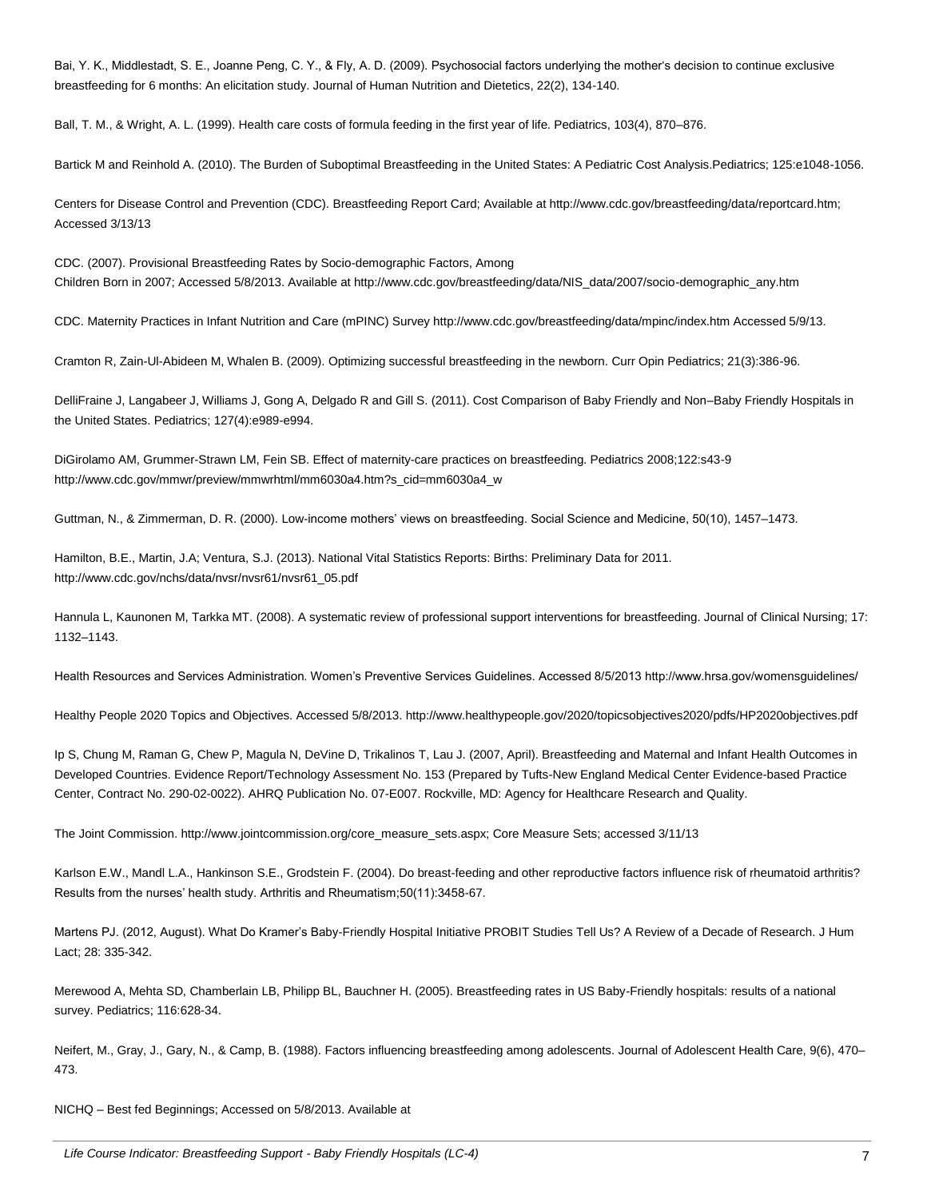Bai, Y. K., Middlestadt, S. E., Joanne Peng, C. Y., & Fly, A. D. (2009). Psychosocial factors underlying the mother's decision to continue exclusive breastfeeding for 6 months: An elicitation study. Journal of Human Nutrition and Dietetics, 22(2), 134-140.

Ball, T. M., & Wright, A. L. (1999). Health care costs of formula feeding in the first year of life. Pediatrics, 103(4), 870–876.

Bartick M and Reinhold A. (2010). The Burden of Suboptimal Breastfeeding in the United States: A Pediatric Cost Analysis.Pediatrics; 125:e1048-1056.

Centers for Disease Control and Prevention (CDC). Breastfeeding Report Card; Available at http://www.cdc.gov/breastfeeding/data/reportcard.htm; Accessed 3/13/13

CDC. (2007). Provisional Breastfeeding Rates by Socio-demographic Factors, Among Children Born in 2007; Accessed 5/8/2013. Available at http://www.cdc.gov/breastfeeding/data/NIS_data/2007/socio-demographic_any.htm

CDC. Maternity Practices in Infant Nutrition and Care (mPINC) Survey http://www.cdc.gov/breastfeeding/data/mpinc/index.htm Accessed 5/9/13.

Cramton R, Zain-Ul-Abideen M, Whalen B. (2009). Optimizing successful breastfeeding in the newborn. Curr Opin Pediatrics; 21(3):386-96.

DelliFraine J, Langabeer J, Williams J, Gong A, Delgado R and Gill S. (2011). Cost Comparison of Baby Friendly and Non–Baby Friendly Hospitals in the United States. Pediatrics; 127(4):e989-e994.

DiGirolamo AM, Grummer-Strawn LM, Fein SB. Effect of maternity-care practices on breastfeeding. Pediatrics 2008;122:s43-9 http://www.cdc.gov/mmwr/preview/mmwrhtml/mm6030a4.htm?s_cid=mm6030a4_w

Guttman, N., & Zimmerman, D. R. (2000). Low-income mothers' views on breastfeeding. Social Science and Medicine, 50(10), 1457–1473.

Hamilton, B.E., Martin, J.A; Ventura, S.J. (2013). National Vital Statistics Reports: Births: Preliminary Data for 2011. http://www.cdc.gov/nchs/data/nvsr/nvsr61/nvsr61_05.pdf

Hannula L, Kaunonen M, Tarkka MT. (2008). A systematic review of professional support interventions for breastfeeding. Journal of Clinical Nursing; 17: 1132–1143.

Health Resources and Services Administration. Women's Preventive Services Guidelines. Accessed 8/5/2013 http://www.hrsa.gov/womensguidelines/

Healthy People 2020 Topics and Objectives. Accessed 5/8/2013. http://www.healthypeople.gov/2020/topicsobjectives2020/pdfs/HP2020objectives.pdf

Ip S, Chung M, Raman G, Chew P, Magula N, DeVine D, Trikalinos T, Lau J. (2007, April). Breastfeeding and Maternal and Infant Health Outcomes in Developed Countries. Evidence Report/Technology Assessment No. 153 (Prepared by Tufts-New England Medical Center Evidence-based Practice Center, Contract No. 290-02-0022). AHRQ Publication No. 07-E007. Rockville, MD: Agency for Healthcare Research and Quality.

The Joint Commission. http://www.jointcommission.org/core_measure_sets.aspx; Core Measure Sets; accessed 3/11/13

Karlson E.W., Mandl L.A., Hankinson S.E., Grodstein F. (2004). Do breast-feeding and other reproductive factors influence risk of rheumatoid arthritis? Results from the nurses' health study. Arthritis and Rheumatism;50(11):3458-67.

Martens PJ. (2012, August). What Do Kramer's Baby-Friendly Hospital Initiative PROBIT Studies Tell Us? A Review of a Decade of Research. J Hum Lact; 28: 335-342.

Merewood A, Mehta SD, Chamberlain LB, Philipp BL, Bauchner H. (2005). Breastfeeding rates in US Baby-Friendly hospitals: results of a national survey. Pediatrics; 116:628-34.

Neifert, M., Gray, J., Gary, N., & Camp, B. (1988). Factors influencing breastfeeding among adolescents. Journal of Adolescent Health Care, 9(6), 470–473.

NICHQ – Best fed Beginnings; Accessed on 5/8/2013. Available at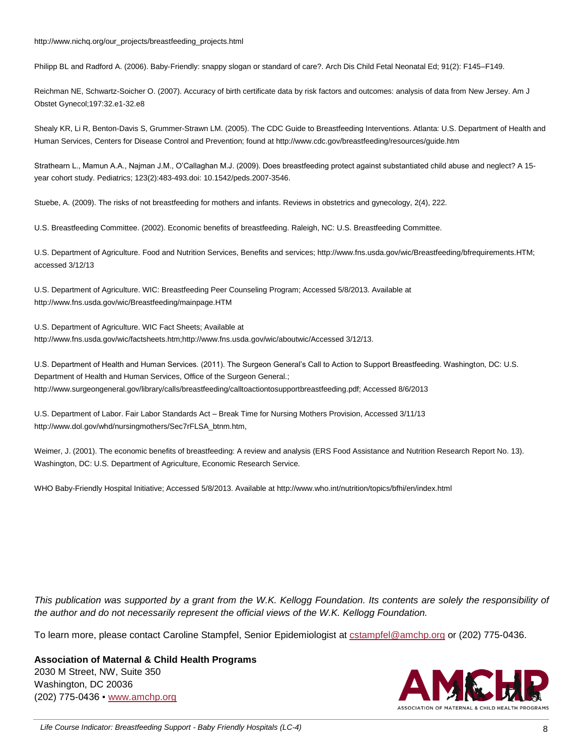http://www.nichq.org/our_projects/breastfeeding_projects.html

Philipp BL and Radford A. (2006). Baby-Friendly: snappy slogan or standard of care?. Arch Dis Child Fetal Neonatal Ed; 91(2): F145–F149.

Reichman NE, Schwartz-Soicher O. (2007). Accuracy of birth certificate data by risk factors and outcomes: analysis of data from New Jersey. Am J Obstet Gynecol;197:32.e1-32.e8

Shealy KR, Li R, Benton-Davis S, Grummer-Strawn LM. (2005). The CDC Guide to Breastfeeding Interventions. Atlanta: U.S. Department of Health and Human Services, Centers for Disease Control and Prevention; found at http://www.cdc.gov/breastfeeding/resources/guide.htm

Strathearn L., Mamun A.A., Najman J.M., O'Callaghan M.J. (2009). Does breastfeeding protect against substantiated child abuse and neglect? A 15-year cohort study. Pediatrics; 123(2):483-493.doi: 10.1542/peds.2007-3546.

Stuebe, A. (2009). The risks of not breastfeeding for mothers and infants. Reviews in obstetrics and gynecology, 2(4), 222.

U.S. Breastfeeding Committee. (2002). Economic benefits of breastfeeding. Raleigh, NC: U.S. Breastfeeding Committee.

U.S. Department of Agriculture. Food and Nutrition Services, Benefits and services; http://www.fns.usda.gov/wic/Breastfeeding/bfrequirements.HTM; accessed 3/12/13

U.S. Department of Agriculture. WIC: Breastfeeding Peer Counseling Program; Accessed 5/8/2013. Available at http://www.fns.usda.gov/wic/Breastfeeding/mainpage.HTM

U.S. Department of Agriculture. WIC Fact Sheets; Available at http://www.fns.usda.gov/wic/factsheets.htm;http://www.fns.usda.gov/wic/aboutwic/Accessed 3/12/13.

U.S. Department of Health and Human Services. (2011). The Surgeon General's Call to Action to Support Breastfeeding. Washington, DC: U.S. Department of Health and Human Services, Office of the Surgeon General.; http://www.surgeongeneral.gov/library/calls/breastfeeding/calltoactiontosupportbreastfeeding.pdf; Accessed 8/6/2013

U.S. Department of Labor. Fair Labor Standards Act – Break Time for Nursing Mothers Provision, Accessed 3/11/13 http://www.dol.gov/whd/nursingmothers/Sec7rFLSA_btnm.htm,

Weimer, J. (2001). The economic benefits of breastfeeding: A review and analysis (ERS Food Assistance and Nutrition Research Report No. 13). Washington, DC: U.S. Department of Agriculture, Economic Research Service.

WHO Baby-Friendly Hospital Initiative; Accessed 5/8/2013. Available at http://www.who.int/nutrition/topics/bfhi/en/index.html

*This publication was supported by a grant from the W.K. Kellogg Foundation. Its contents are solely the responsibility of the author and do not necessarily represent the official views of the W.K. Kellogg Foundation.*

To learn more, please contact Caroline Stampfel, Senior Epidemiologist at cstampfel@amchp.org or (202) 775-0436.

**Association of Maternal & Child Health Programs**
2030 M Street, NW, Suite 350
Washington, DC 20036
(202) 775-0436 ▪ www.amchp.org

AMCHP
ASSOCIATION OF MATERNAL & CHILD HEALTH PROGRAMS